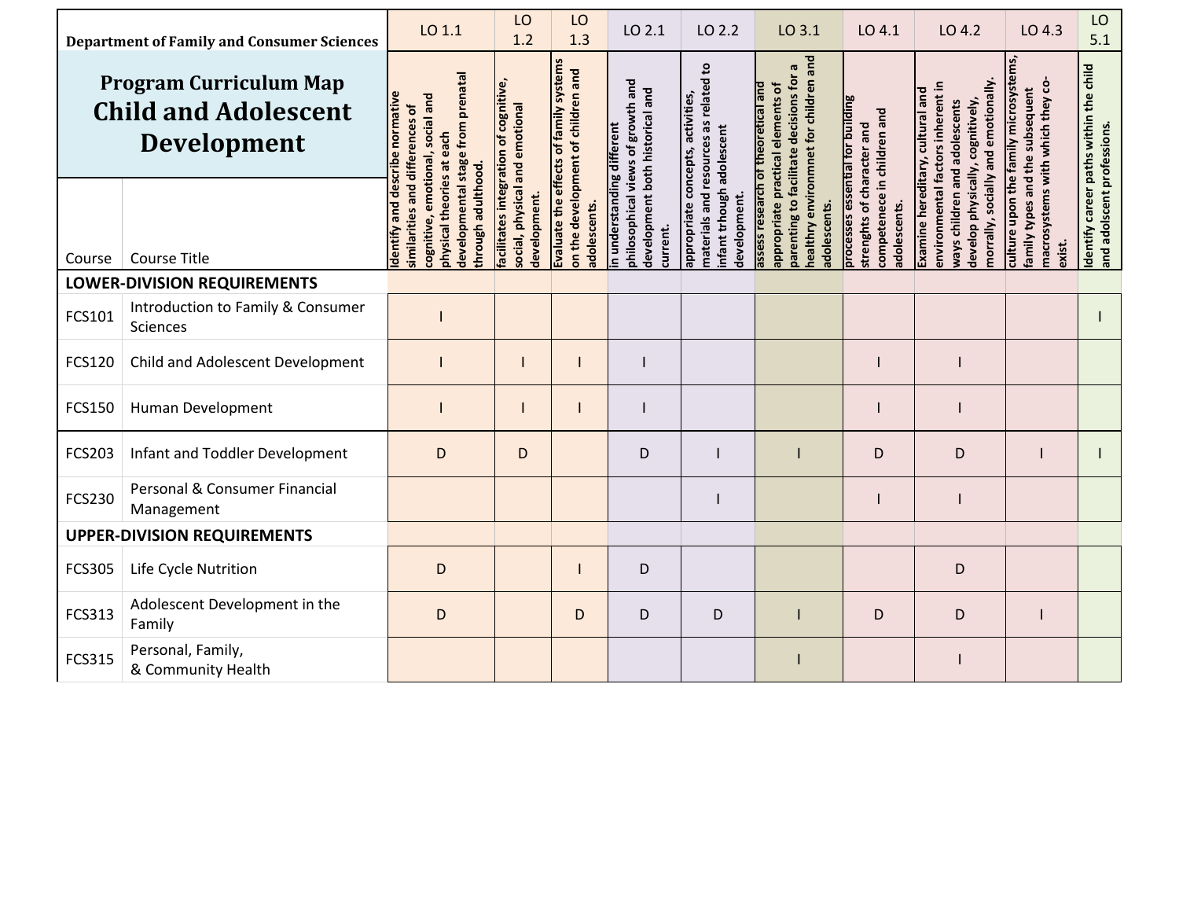**Department of Family and Consumer Sciences**

# Program Curriculum Map
# Child and Adolescent Development

| Course | Course Title | LO 1.1 | LO 1.2 | LO 1.3 | LO 2.1 | LO 2.2 | LO 3.1 | LO 4.1 | LO 4.2 | LO 4.3 | LO 5.1 |
|---|---|---|---|---|---|---|---|---|---|---|---|
| | | Identify and describe normative similarities and differences of cognitive, emotional, social and physical theories at each developmental stage from prenatal through adulthood. | facilitates integration of cognitive, social, physical and emotional development. | Evaluate the effects of family systems on the development of children and adolescents. | in understanding different philosophical views of growth and development both historical and current. | appropriate concepts, activities, materials and resources as related to infant trhough adolescent development. | assess research of theoretical and appropriate practical elements of parenting to facilitate decisions for a healthry environmnet for children and adolescents. | processes essential for building strenghts of character and competenece in children and adolescents. | Examine hereditary, cultural and environmental factors inherent in ways children and adolescents develop physically, cognitively, morally, socially and emotionally. | culture upon the family microsystems, family types and the subsequent macrosystems with which they co-exist. | Identify career paths within the child and adolscent professions. |
| **LOWER-DIVISION REQUIREMENTS** | | | | | | | | | | | |
| FCS101 | Introduction to Family & Consumer Sciences | I | | | | | | | | | I |
| FCS120 | Child and Adolescent Development | I | I | I | I | | | I | I | | |
| FCS150 | Human Development | I | I | I | I | | | I | I | | |
| FCS203 | Infant and Toddler Development | D | D | | D | I | I | D | D | I | I |
| FCS230 | Personal & Consumer Financial Management | | | | | I | | I | I | | |
| **UPPER-DIVISION REQUIREMENTS** | | | | | | | | | | | |
| FCS305 | Life Cycle Nutrition | D | | I | D | | | | D | | |
| FCS313 | Adolescent Development in the Family | D | | D | D | D | I | D | D | I | |
| FCS315 | Personal, Family, & Community Health | | | | | | I | | I | | |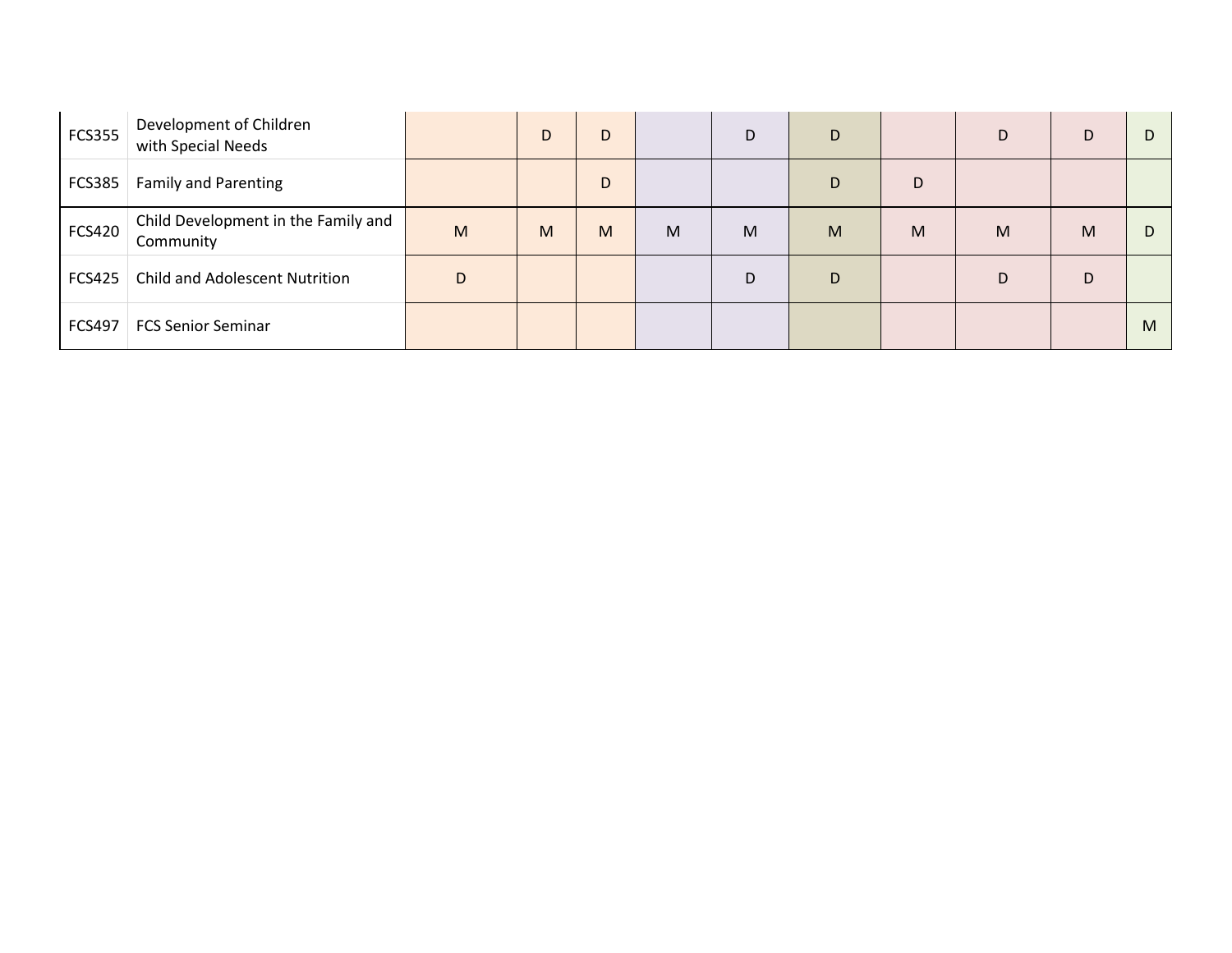| | | | | | | | | | | | |
|---|---|---|---|---|---|---|---|---|---|---|---|
| FCS355 | Development of Children with Special Needs | | D | D | | D | D | | D | D | D |
| FCS385 | Family and Parenting | | | D | | | D | D | | | |
| FCS420 | Child Development in the Family and Community | M | M | M | M | M | M | M | M | M | D |
| FCS425 | Child and Adolescent Nutrition | D | | | | D | D | | D | D | |
| FCS497 | FCS Senior Seminar | | | | | | | | | | M |